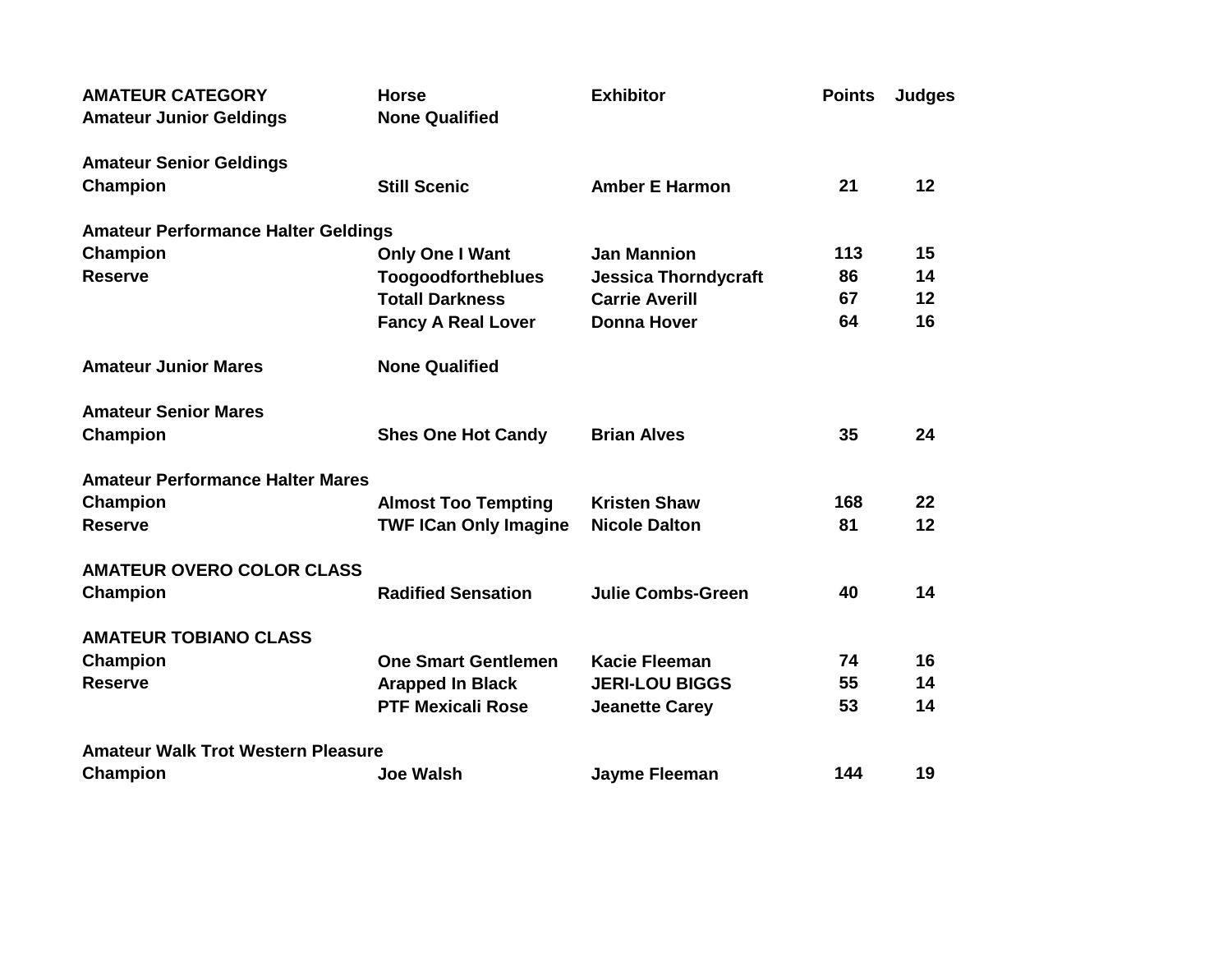| AMATEUR CATEGORY | Horse | Exhibitor | Points | Judges |
|---|---|---|---|---|
| **Amateur Junior Geldings** | **None Qualified** | | | |
| | | | | |
| **Amateur Senior Geldings** | | | | |
| **Champion** | **Still Scenic** | **Amber E Harmon** | **21** | **12** |
| | | | | |
| **Amateur Performance Halter Geldings** | | | | |
| **Champion** | **Only One I Want** | **Jan Mannion** | **113** | **15** |
| **Reserve** | **Toogoodfortheblues** | **Jessica Thorndycraft** | **86** | **14** |
| | **Totall Darkness** | **Carrie Averill** | **67** | **12** |
| | **Fancy A Real Lover** | **Donna Hover** | **64** | **16** |
| | | | | |
| **Amateur Junior Mares** | **None Qualified** | | | |
| | | | | |
| **Amateur Senior Mares** | | | | |
| **Champion** | **Shes One Hot Candy** | **Brian Alves** | **35** | **24** |
| | | | | |
| **Amateur Performance Halter Mares** | | | | |
| **Champion** | **Almost Too Tempting** | **Kristen Shaw** | **168** | **22** |
| **Reserve** | **TWF ICan Only Imagine** | **Nicole Dalton** | **81** | **12** |
| | | | | |
| **AMATEUR OVERO COLOR CLASS** | | | | |
| **Champion** | **Radified Sensation** | **Julie Combs-Green** | **40** | **14** |
| | | | | |
| **AMATEUR TOBIANO CLASS** | | | | |
| **Champion** | **One Smart Gentlemen** | **Kacie Fleeman** | **74** | **16** |
| **Reserve** | **Arapped In Black** | **JERI-LOU BIGGS** | **55** | **14** |
| | **PTF Mexicali Rose** | **Jeanette Carey** | **53** | **14** |
| | | | | |
| **Amateur Walk Trot Western Pleasure** | | | | |
| **Champion** | **Joe Walsh** | **Jayme Fleeman** | **144** | **19** |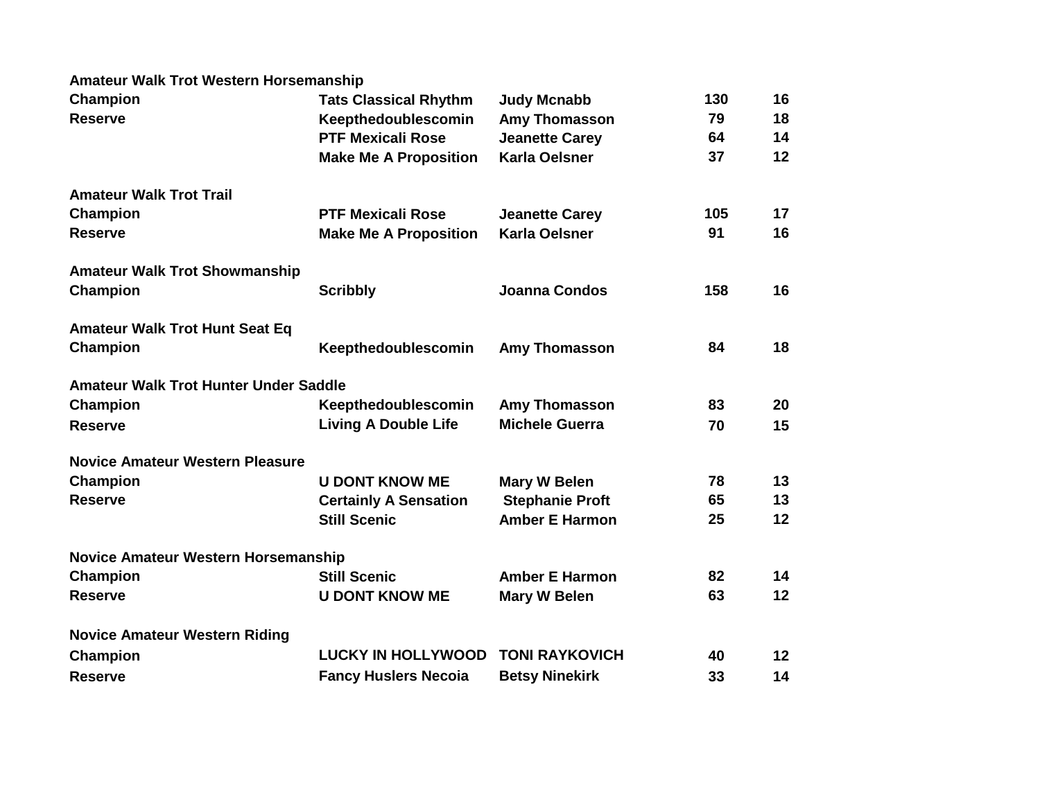**Amateur Walk Trot Western Horsemanship**

| | | | | |
|---|---|---|---|---|
| Champion | Tats Classical Rhythm | Judy Mcnabb | 130 | 16 |
| Reserve | Keepthedoublescomin | Amy Thomasson | 79 | 18 |
| | PTF Mexicali Rose | Jeanette Carey | 64 | 14 |
| | Make Me A Proposition | Karla Oelsner | 37 | 12 |

**Amateur Walk Trot Trail**

| | | | | |
|---|---|---|---|---|
| Champion | PTF Mexicali Rose | Jeanette Carey | 105 | 17 |
| Reserve | Make Me A Proposition | Karla Oelsner | 91 | 16 |

**Amateur Walk Trot Showmanship**

| | | | | |
|---|---|---|---|---|
| Champion | Scribbly | Joanna Condos | 158 | 16 |

**Amateur Walk Trot Hunt Seat Eq**

| | | | | |
|---|---|---|---|---|
| Champion | Keepthedoublescomin | Amy Thomasson | 84 | 18 |

**Amateur Walk Trot Hunter Under Saddle**

| | | | | |
|---|---|---|---|---|
| Champion | Keepthedoublescomin | Amy Thomasson | 83 | 20 |
| Reserve | Living A Double Life | Michele Guerra | 70 | 15 |

**Novice Amateur Western Pleasure**

| | | | | |
|---|---|---|---|---|
| Champion | U DONT KNOW ME | Mary W Belen | 78 | 13 |
| Reserve | Certainly A Sensation | Stephanie Proft | 65 | 13 |
| | Still Scenic | Amber E Harmon | 25 | 12 |

**Novice Amateur Western Horsemanship**

| | | | | |
|---|---|---|---|---|
| Champion | Still Scenic | Amber E Harmon | 82 | 14 |
| Reserve | U DONT KNOW ME | Mary W Belen | 63 | 12 |

**Novice Amateur Western Riding**

| | | | | |
|---|---|---|---|---|
| Champion | LUCKY IN HOLLYWOOD | TONI RAYKOVICH | 40 | 12 |
| Reserve | Fancy Huslers Necoia | Betsy Ninekirk | 33 | 14 |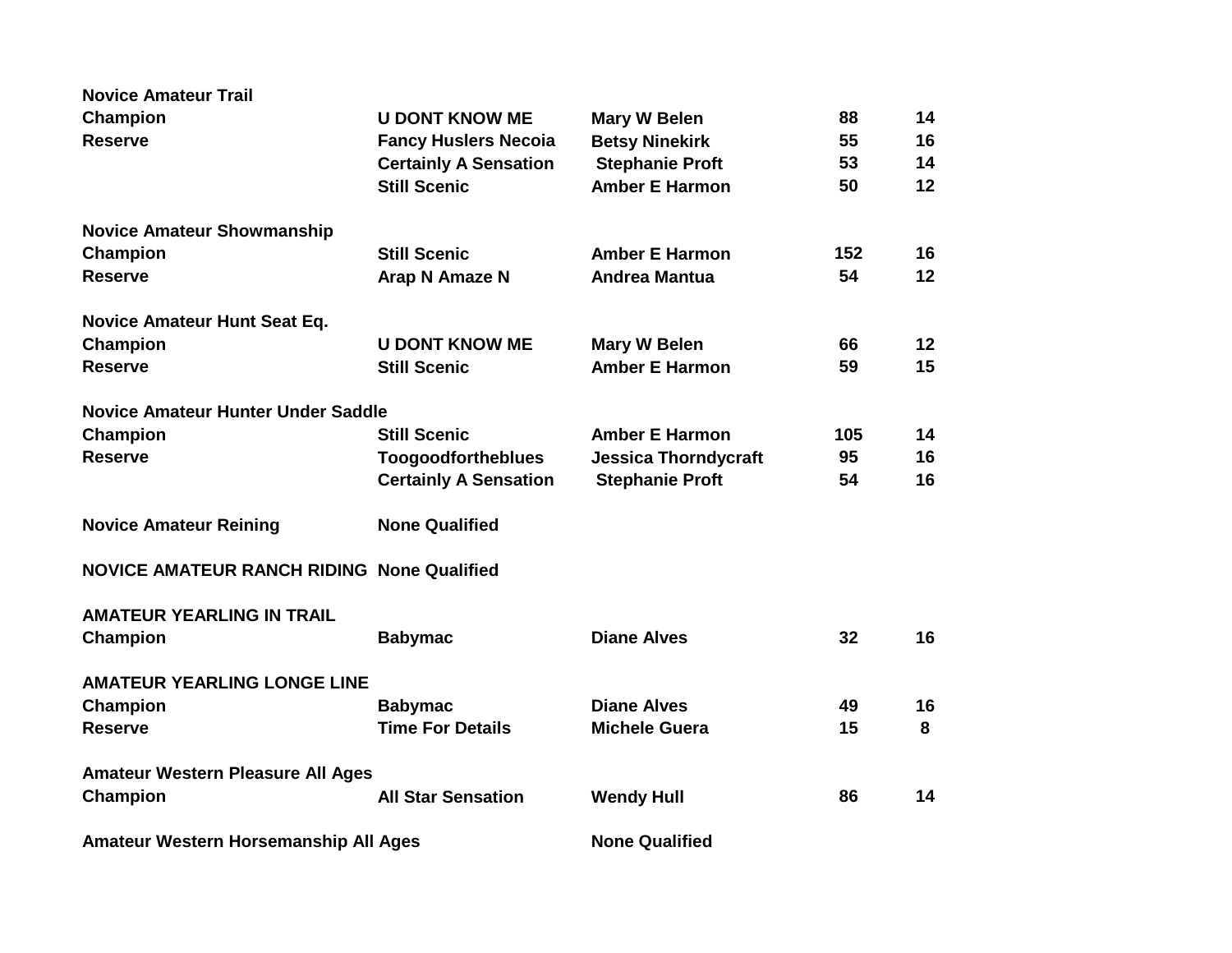**Novice Amateur Trail**

| | | | | |
|---|---|---|---|---|
| **Champion** | **U DONT KNOW ME** | **Mary W Belen** | **88** | **14** |
| **Reserve** | **Fancy Huslers Necoia** | **Betsy Ninekirk** | **55** | **16** |
| | **Certainly A Sensation** | **Stephanie Proft** | **53** | **14** |
| | **Still Scenic** | **Amber E Harmon** | **50** | **12** |

**Novice Amateur Showmanship**

| | | | | |
|---|---|---|---|---|
| **Champion** | **Still Scenic** | **Amber E Harmon** | **152** | **16** |
| **Reserve** | **Arap N Amaze N** | **Andrea Mantua** | **54** | **12** |

**Novice Amateur Hunt Seat Eq.**

| | | | | |
|---|---|---|---|---|
| **Champion** | **U DONT KNOW ME** | **Mary W Belen** | **66** | **12** |
| **Reserve** | **Still Scenic** | **Amber E Harmon** | **59** | **15** |

**Novice Amateur Hunter Under Saddle**

| | | | | |
|---|---|---|---|---|
| **Champion** | **Still Scenic** | **Amber E Harmon** | **105** | **14** |
| **Reserve** | **Toogoodfortheblues** | **Jessica Thorndycraft** | **95** | **16** |
| | **Certainly A Sensation** | **Stephanie Proft** | **54** | **16** |

**Novice Amateur Reining** **None Qualified**

**NOVICE AMATEUR RANCH RIDING** **None Qualified**

**AMATEUR YEARLING IN TRAIL**

| | | | | |
|---|---|---|---|---|
| **Champion** | **Babymac** | **Diane Alves** | **32** | **16** |

**AMATEUR YEARLING LONGE LINE**

| | | | | |
|---|---|---|---|---|
| **Champion** | **Babymac** | **Diane Alves** | **49** | **16** |
| **Reserve** | **Time For Details** | **Michele Guera** | **15** | **8** |

**Amateur Western Pleasure All Ages**

| | | | | |
|---|---|---|---|---|
| **Champion** | **All Star Sensation** | **Wendy Hull** | **86** | **14** |

**Amateur Western Horsemanship All Ages** **None Qualified**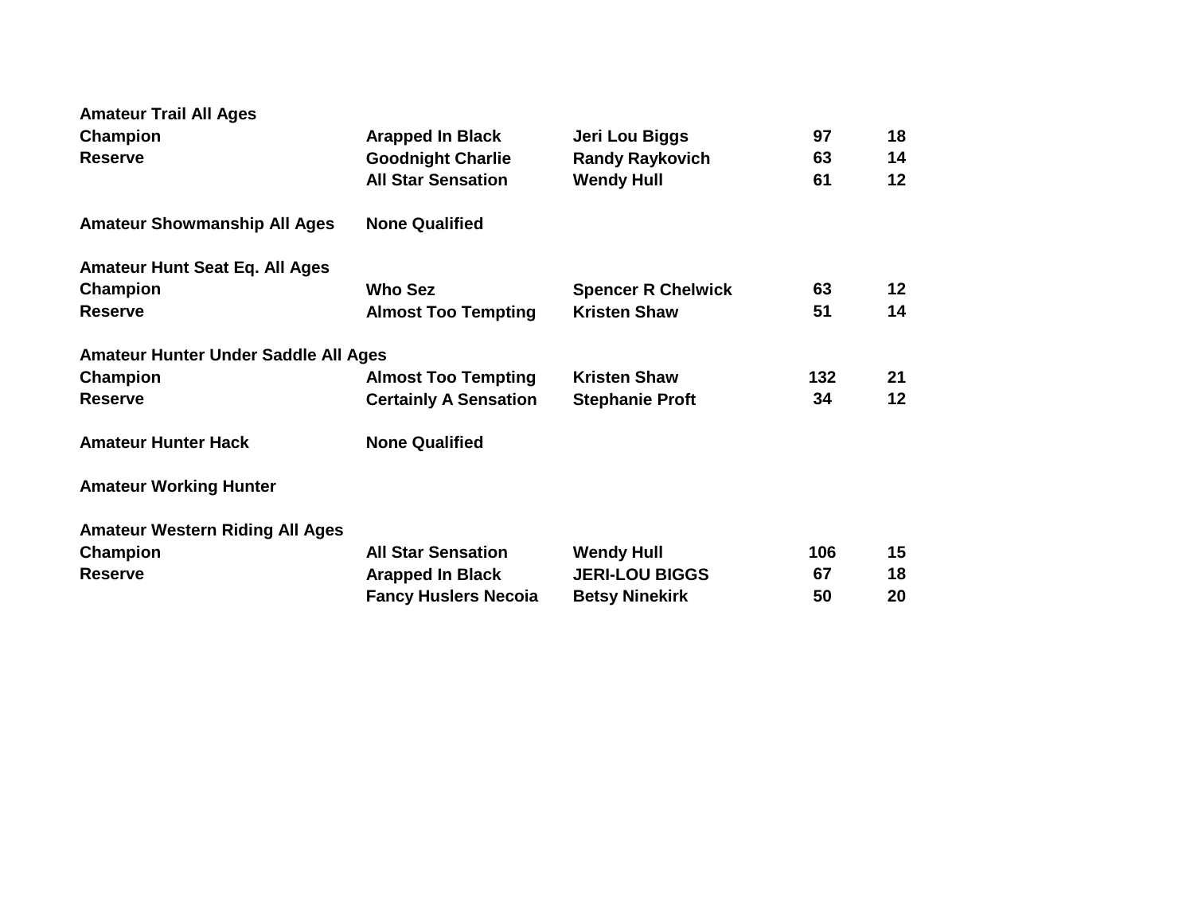| | | | | |
|---|---|---|---|---|
| **Amateur Trail All Ages** | | | | |
| **Champion** | **Arapped In Black** | **Jeri Lou Biggs** | **97** | **18** |
| **Reserve** | **Goodnight Charlie** | **Randy Raykovich** | **63** | **14** |
| | **All Star Sensation** | **Wendy Hull** | **61** | **12** |
| | | | | |
| **Amateur Showmanship All Ages** | **None Qualified** | | | |
| | | | | |
| **Amateur Hunt Seat Eq. All Ages** | | | | |
| **Champion** | **Who Sez** | **Spencer R Chelwick** | **63** | **12** |
| **Reserve** | **Almost Too Tempting** | **Kristen Shaw** | **51** | **14** |
| | | | | |
| **Amateur Hunter Under Saddle All Ages** | | | | |
| **Champion** | **Almost Too Tempting** | **Kristen Shaw** | **132** | **21** |
| **Reserve** | **Certainly A Sensation** | **Stephanie Proft** | **34** | **12** |
| | | | | |
| **Amateur Hunter Hack** | **None Qualified** | | | |
| | | | | |
| **Amateur Working Hunter** | | | | |
| | | | | |
| **Amateur Western Riding All Ages** | | | | |
| **Champion** | **All Star Sensation** | **Wendy Hull** | **106** | **15** |
| **Reserve** | **Arapped In Black** | **JERI-LOU BIGGS** | **67** | **18** |
| | **Fancy Huslers Necoia** | **Betsy Ninekirk** | **50** | **20** |